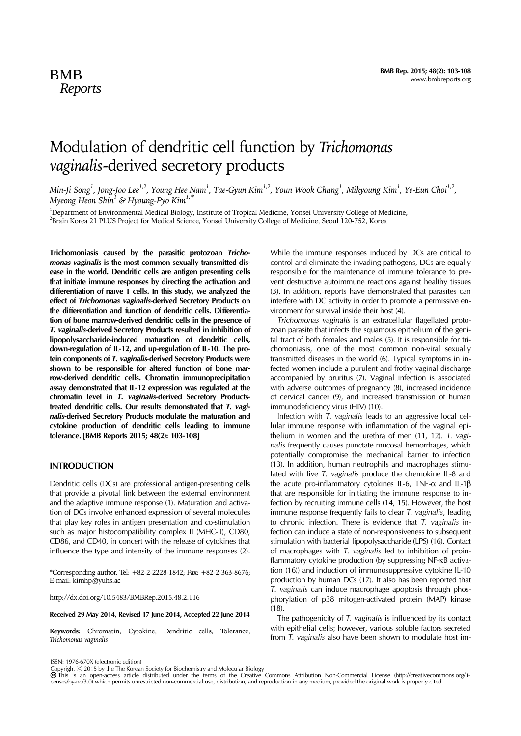# Modulation of dendritic cell function by *Trichomonas vaginalis*-derived secretory products

*Min-Ji Song[1], Jong-Joo Lee[1,2], Young Hee Nam[1], Tae-Gyun Kim[1,2], Youn Wook Chung[1], Mikyoung Kim[1], Ye-Eun Choi[1,2], Myeong Heon Shin[1] & Hyoung-Pyo Kim[1,*]*

[1]Department of Environmental Medical Biology, Institute of Tropical Medicine, Yonsei University College of Medicine,
[2]Brain Korea 21 PLUS Project for Medical Science, Yonsei University College of Medicine, Seoul 120-752, Korea

**Trichomoniasis caused by the parasitic protozoan *Trichomonas vaginalis* is the most common sexually transmitted disease in the world. Dendritic cells are antigen presenting cells that initiate immune responses by directing the activation and differentiation of naïve T cells. In this study, we analyzed the effect of *Trichomonas vaginalis*-derived Secretory Products on the differentiation and function of dendritic cells. Differentiation of bone marrow-derived dendritic cells in the presence of *T. vaginalis*-derived Secretory Products resulted in inhibition of lipopolysaccharide-induced maturation of dendritic cells, down-regulation of IL-12, and up-regulation of IL-10. The protein components of *T. vaginalis*-derived Secretory Products were shown to be responsible for altered function of bone marrow-derived dendritic cells. Chromatin immunoprecipitation assay demonstrated that IL-12 expression was regulated at the chromatin level in *T. vaginalis*-derived Secretory Products-treated dendritic cells. Our results demonstrated that *T. vaginalis*-derived Secretory Products modulate the maturation and cytokine production of dendritic cells leading to immune tolerance. [BMB Reports 2015; 48(2): 103-108]**

## INTRODUCTION

Dendritic cells (DCs) are professional antigen-presenting cells that provide a pivotal link between the external environment and the adaptive immune response (1). Maturation and activation of DCs involve enhanced expression of several molecules that play key roles in antigen presentation and co-stimulation such as major histocompatibility complex II (MHC-II), CD80, CD86, and CD40, in concert with the release of cytokines that influence the type and intensity of the immune responses (2). While the immune responses induced by DCs are critical to control and eliminate the invading pathogens, DCs are equally responsible for the maintenance of immune tolerance to prevent destructive autoimmune reactions against healthy tissues (3). In addition, reports have demonstrated that parasites can interfere with DC activity in order to promote a permissive environment for survival inside their host (4).

*Trichomonas vaginalis* is an extracellular flagellated protozoan parasite that infects the squamous epithelium of the genital tract of both females and males (5). It is responsible for trichomoniasis, one of the most common non-viral sexually transmitted diseases in the world (6). Typical symptoms in infected women include a purulent and frothy vaginal discharge accompanied by pruritus (7). Vaginal infection is associated with adverse outcomes of pregnancy (8), increased incidence of cervical cancer (9), and increased transmission of human immunodeficiency virus (HIV) (10).

Infection with *T. vaginalis* leads to an aggressive local cellular immune response with inflammation of the vaginal epithelium in women and the urethra of men (11, 12). *T. vaginalis* frequently causes punctate mucosal hemorrhages, which potentially compromise the mechanical barrier to infection (13). In addition, human neutrophils and macrophages stimulated with live *T. vaginalis* produce the chemokine IL-8 and the acute pro-inflammatory cytokines IL-6, TNF-$\alpha$ and IL-1$\beta$ that are responsible for initiating the immune response to infection by recruiting immune cells (14, 15). However, the host immune response frequently fails to clear *T. vaginalis*, leading to chronic infection. There is evidence that *T. vaginalis* infection can induce a state of non-responsiveness to subsequent stimulation with bacterial lipopolysaccharide (LPS) (16). Contact of macrophages with *T. vaginalis* led to inhibition of proinflammatory cytokine production (by suppressing NF-κB activation (16)) and induction of immunosuppressive cytokine IL-10 production by human DCs (17). It also has been reported that *T. vaginalis* can induce macrophage apoptosis through phosphorylation of p38 mitogen-activated protein (MAP) kinase (18).

The pathogenicity of *T. vaginalis* is influenced by its contact with epithelial cells; however, various soluble factors secreted from *T. vaginalis* also have been shown to modulate host im-

*Corresponding author. Tel: +82-2-2228-1842; Fax: +82-2-363-8676; E-mail: kimhp@yuhs.ac

http://dx.doi.org/10.5483/BMBRep.2015.48.2.116

**Received 29 May 2014, Revised 17 June 2014, Accepted 22 June 2014**

**Keywords:** Chromatin, Cytokine, Dendritic cells, Tolerance, *Trichomonas vaginalis*

ISSN: 1976-670X (electronic edition)
Copyright © 2015 by the The Korean Society for Biochemistry and Molecular Biology
This is an open-access article distributed under the terms of the Creative Commons Attribution Non-Commercial License (http://creativecommons.org/licenses/by-nc/3.0) which permits unrestricted non-commercial use, distribution, and reproduction in any medium, provided the original work is properly cited.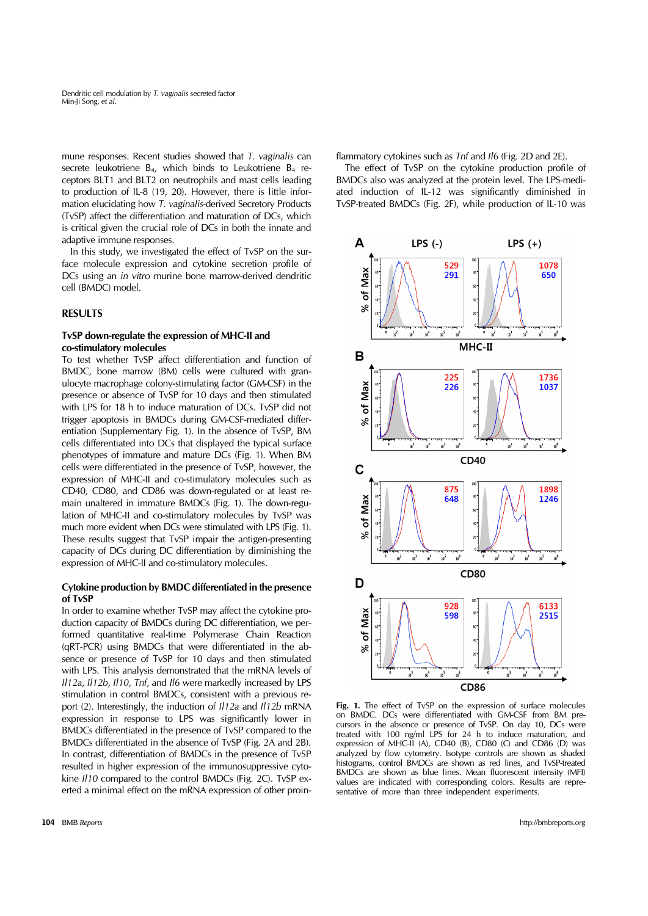mune responses. Recent studies showed that *T. vaginalis* can secrete leukotriene $B_4$, which binds to Leukotriene $B_4$ receptors BLT1 and BLT2 on neutrophils and mast cells leading to production of IL-8 (19, 20). However, there is little information elucidating how *T. vaginalis*-derived Secretory Products (TvSP) affect the differentiation and maturation of DCs, which is critical given the crucial role of DCs in both the innate and adaptive immune responses.

In this study, we investigated the effect of TvSP on the surface molecule expression and cytokine secretion profile of DCs using an *in vitro* murine bone marrow-derived dendritic cell (BMDC) model.

## RESULTS

### TvSP down-regulate the expression of MHC-II and co-stimulatory molecules

To test whether TvSP affect differentiation and function of BMDC, bone marrow (BM) cells were cultured with granulocyte macrophage colony-stimulating factor (GM-CSF) in the presence or absence of TvSP for 10 days and then stimulated with LPS for 18 h to induce maturation of DCs. TvSP did not trigger apoptosis in BMDCs during GM-CSF-mediated differentiation (Supplementary Fig. 1). In the absence of TvSP, BM cells differentiated into DCs that displayed the typical surface phenotypes of immature and mature DCs (Fig. 1). When BM cells were differentiated in the presence of TvSP, however, the expression of MHC-II and co-stimulatory molecules such as CD40, CD80, and CD86 was down-regulated or at least remain unaltered in immature BMDCs (Fig. 1). The down-regulation of MHC-II and co-stimulatory molecules by TvSP was much more evident when DCs were stimulated with LPS (Fig. 1). These results suggest that TvSP impair the antigen-presenting capacity of DCs during DC differentiation by diminishing the expression of MHC-II and co-stimulatory molecules.

### Cytokine production by BMDC differentiated in the presence of TvSP

In order to examine whether TvSP may affect the cytokine production capacity of BMDCs during DC differentiation, we performed quantitative real-time Polymerase Chain Reaction (qRT-PCR) using BMDCs that were differentiated in the absence or presence of TvSP for 10 days and then stimulated with LPS. This analysis demonstrated that the mRNA levels of *Il12a*, *Il12b*, *Il10*, *Tnf*, and *Il6* were markedly increased by LPS stimulation in control BMDCs, consistent with a previous report (2). Interestingly, the induction of *Il12a* and *Il12b* mRNA expression in response to LPS was significantly lower in BMDCs differentiated in the presence of TvSP compared to the BMDCs differentiated in the absence of TvSP (Fig. 2A and 2B). In contrast, differentiation of BMDCs in the presence of TvSP resulted in higher expression of the immunosuppressive cytokine *Il10* compared to the control BMDCs (Fig. 2C). TvSP exerted a minimal effect on the mRNA expression of other proinflammatory cytokines such as *Tnf* and *Il6* (Fig. 2D and 2E).

The effect of TvSP on the cytokine production profile of BMDCs also was analyzed at the protein level. The LPS-mediated induction of IL-12 was significantly diminished in TvSP-treated BMDCs (Fig. 2F), while production of IL-10 was

**Fig. 1.** The effect of TvSP on the expression of surface molecules on BMDC. DCs were differentiated with GM-CSF from BM precursors in the absence or presence of TvSP. On day 10, DCs were treated with 100 ng/ml LPS for 24 h to induce maturation, and expression of MHC-II (A), CD40 (B), CD80 (C) and CD86 (D) was analyzed by flow cytometry. Isotype controls are shown as shaded histograms, control BMDCs are shown as red lines, and TvSP-treated BMDCs are shown as blue lines. Mean fluorescent intensity (MFI) values are indicated with corresponding colors. Results are representative of more than three independent experiments.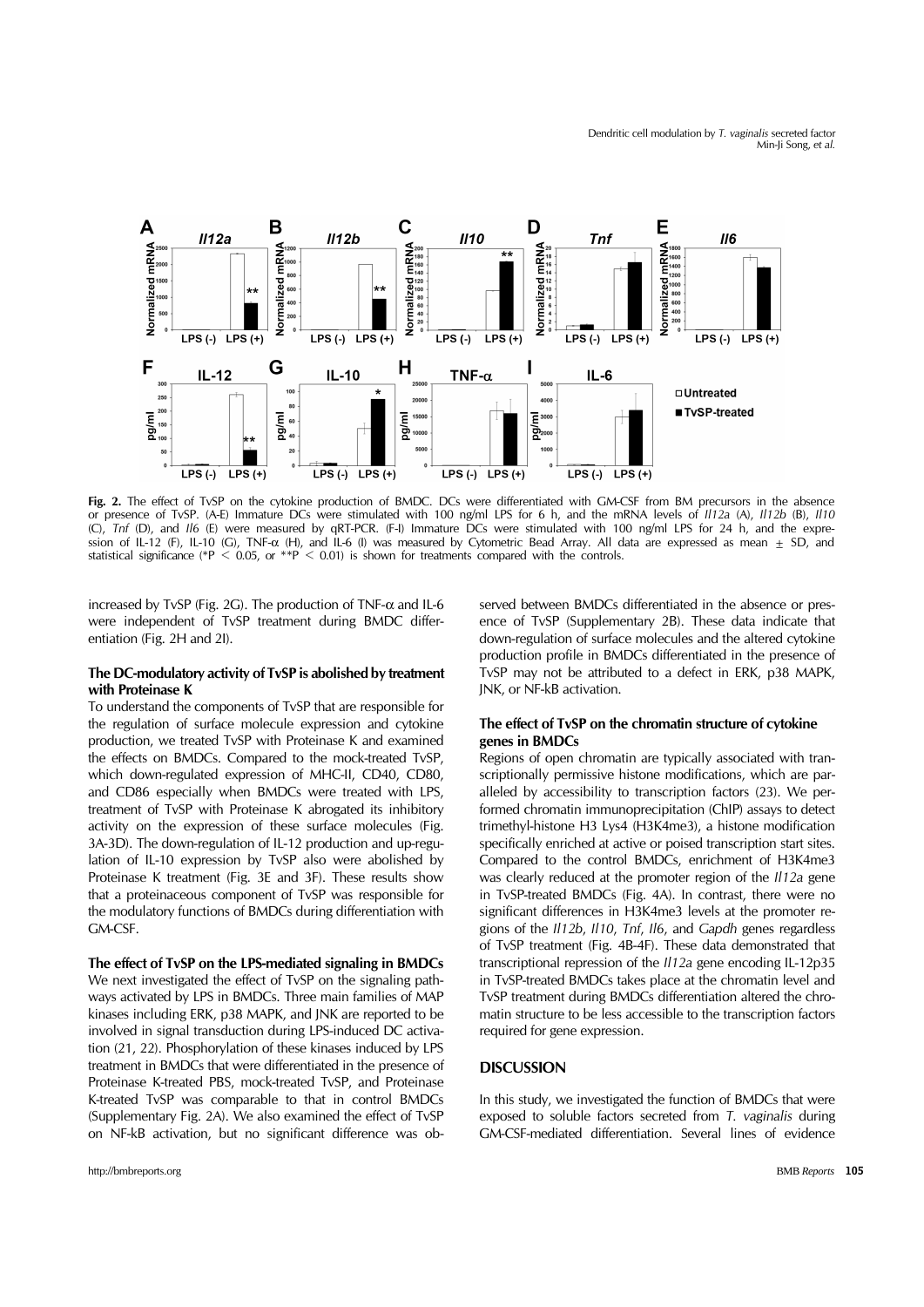**Fig. 2.** The effect of TvSP on the cytokine production of BMDC. DCs were differentiated with GM-CSF from BM precursors in the absence or presence of TvSP. (A-E) Immature DCs were stimulated with 100 ng/ml LPS for 6 h, and the mRNA levels of *Il12a* (A), *Il12b* (B), *Il10* (C), *Tnf* (D), and *Il6* (E) were measured by qRT-PCR. (F-I) Immature DCs were stimulated with 100 ng/ml LPS for 24 h, and the expression of IL-12 (F), IL-10 (G), TNF-α (H), and IL-6 (I) was measured by Cytometric Bead Array. All data are expressed as mean ± SD, and statistical significance (*$P < 0.05$, or **$P < 0.01$) is shown for treatments compared with the controls.

increased by TvSP (Fig. 2G). The production of TNF-α and IL-6 were independent of TvSP treatment during BMDC differentiation (Fig. 2H and 2I).

### The DC-modulatory activity of TvSP is abolished by treatment with Proteinase K

To understand the components of TvSP that are responsible for the regulation of surface molecule expression and cytokine production, we treated TvSP with Proteinase K and examined the effects on BMDCs. Compared to the mock-treated TvSP, which down-regulated expression of MHC-II, CD40, CD80, and CD86 especially when BMDCs were treated with LPS, treatment of TvSP with Proteinase K abrogated its inhibitory activity on the expression of these surface molecules (Fig. 3A-3D). The down-regulation of IL-12 production and up-regulation of IL-10 expression by TvSP also were abolished by Proteinase K treatment (Fig. 3E and 3F). These results show that a proteinaceous component of TvSP was responsible for the modulatory functions of BMDCs during differentiation with GM-CSF.

### The effect of TvSP on the LPS-mediated signaling in BMDCs

We next investigated the effect of TvSP on the signaling pathways activated by LPS in BMDCs. Three main families of MAP kinases including ERK, p38 MAPK, and JNK are reported to be involved in signal transduction during LPS-induced DC activation (21, 22). Phosphorylation of these kinases induced by LPS treatment in BMDCs that were differentiated in the presence of Proteinase K-treated PBS, mock-treated TvSP, and Proteinase K-treated TvSP was comparable to that in control BMDCs (Supplementary Fig. 2A). We also examined the effect of TvSP on NF-kB activation, but no significant difference was observed between BMDCs differentiated in the absence or presence of TvSP (Supplementary 2B). These data indicate that down-regulation of surface molecules and the altered cytokine production profile in BMDCs differentiated in the presence of TvSP may not be attributed to a defect in ERK, p38 MAPK, JNK, or NF-kB activation.

### The effect of TvSP on the chromatin structure of cytokine genes in BMDCs

Regions of open chromatin are typically associated with transcriptionally permissive histone modifications, which are paralleled by accessibility to transcription factors (23). We performed chromatin immunoprecipitation (ChIP) assays to detect trimethyl-histone H3 Lys4 (H3K4me3), a histone modification specifically enriched at active or poised transcription start sites. Compared to the control BMDCs, enrichment of H3K4me3 was clearly reduced at the promoter region of the *Il12a* gene in TvSP-treated BMDCs (Fig. 4A). In contrast, there were no significant differences in H3K4me3 levels at the promoter regions of the *Il12b*, *Il10*, *Tnf*, *Il6*, and *Gapdh* genes regardless of TvSP treatment (Fig. 4B-4F). These data demonstrated that transcriptional repression of the *Il12a* gene encoding IL-12p35 in TvSP-treated BMDCs takes place at the chromatin level and TvSP treatment during BMDCs differentiation altered the chromatin structure to be less accessible to the transcription factors required for gene expression.

## DISCUSSION

In this study, we investigated the function of BMDCs that were exposed to soluble factors secreted from *T. vaginalis* during GM-CSF-mediated differentiation. Several lines of evidence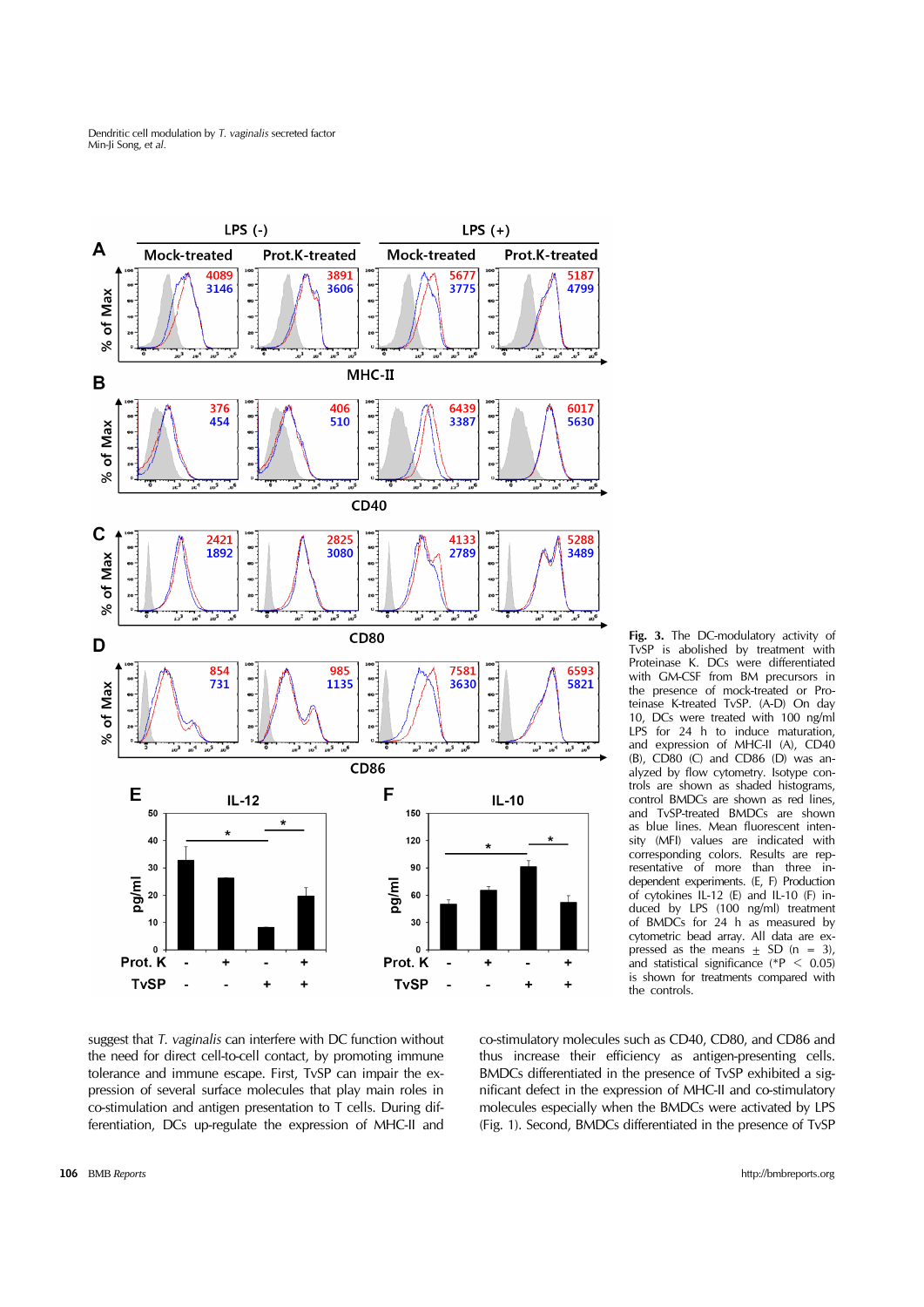Fig. 3. The DC-modulatory activity of TvSP is abolished by treatment with Proteinase K. DCs were differentiated with GM-CSF from BM precursors in the presence of mock-treated or Proteinase K-treated TvSP. (A-D) On day 10, DCs were treated with 100 ng/ml LPS for 24 h to induce maturation, and expression of MHC-II (A), CD40 (B), CD80 (C) and CD86 (D) was analyzed by flow cytometry. Isotype controls are shown as shaded histograms, control BMDCs are shown as red lines, and TvSP-treated BMDCs are shown as blue lines. Mean fluorescent intensity (MFI) values are indicated with corresponding colors. Results are representative of more than three independent experiments. (E, F) Production of cytokines IL-12 (E) and IL-10 (F) induced by LPS (100 ng/ml) treatment of BMDCs for 24 h as measured by cytometric bead array. All data are expressed as the means ± SD (n = 3), and statistical significance (*P < 0.05) is shown for treatments compared with the controls.

suggest that *T. vaginalis* can interfere with DC function without the need for direct cell-to-cell contact, by promoting immune tolerance and immune escape. First, TvSP can impair the expression of several surface molecules that play main roles in co-stimulation and antigen presentation to T cells. During differentiation, DCs up-regulate the expression of MHC-II and co-stimulatory molecules such as CD40, CD80, and CD86 and thus increase their efficiency as antigen-presenting cells. BMDCs differentiated in the presence of TvSP exhibited a significant defect in the expression of MHC-II and co-stimulatory molecules especially when the BMDCs were activated by LPS (Fig. 1). Second, BMDCs differentiated in the presence of TvSP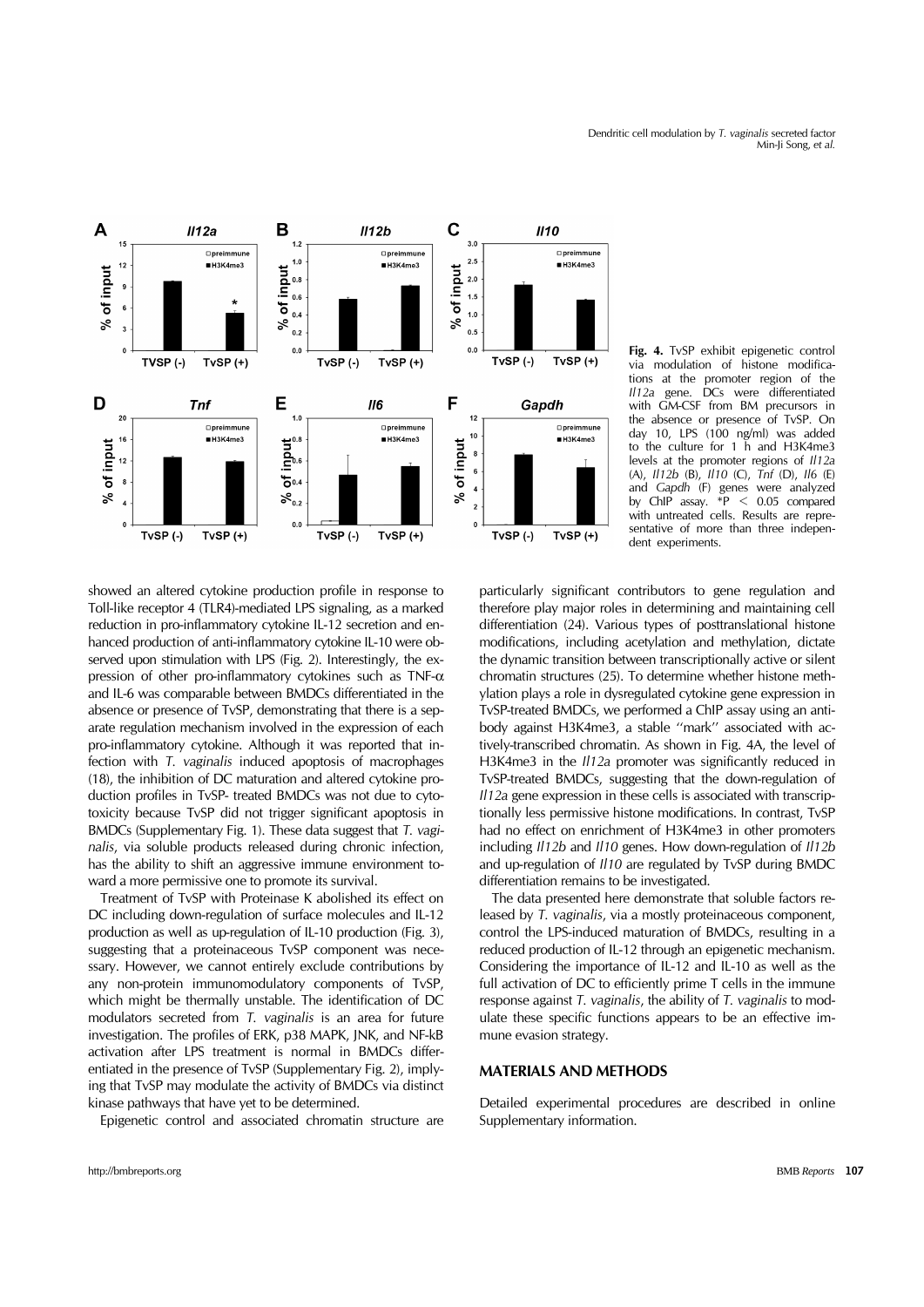**Fig. 4.** TvSP exhibit epigenetic control via modulation of histone modifications at the promoter region of the *Il12a* gene. DCs were differentiated with GM-CSF from BM precursors in the absence or presence of TvSP. On day 10, LPS (100 ng/ml) was added to the culture for 1 h and H3K4me3 levels at the promoter regions of *Il12a* (A), *Il12b* (B), *Il10* (C), *Tnf* (D), *Il6* (E) and *Gapdh* (F) genes were analyzed by ChIP assay. *$P < 0.05$ compared with untreated cells. Results are representative of more than three independent experiments.

showed an altered cytokine production profile in response to Toll-like receptor 4 (TLR4)-mediated LPS signaling, as a marked reduction in pro-inflammatory cytokine IL-12 secretion and enhanced production of anti-inflammatory cytokine IL-10 were observed upon stimulation with LPS (Fig. 2). Interestingly, the expression of other pro-inflammatory cytokines such as TNF-$\alpha$ and IL-6 was comparable between BMDCs differentiated in the absence or presence of TvSP, demonstrating that there is a separate regulation mechanism involved in the expression of each pro-inflammatory cytokine. Although it was reported that infection with *T. vaginalis* induced apoptosis of macrophages (18), the inhibition of DC maturation and altered cytokine production profiles in TvSP- treated BMDCs was not due to cytotoxicity because TvSP did not trigger significant apoptosis in BMDCs (Supplementary Fig. 1). These data suggest that *T. vaginalis*, via soluble products released during chronic infection, has the ability to shift an aggressive immune environment toward a more permissive one to promote its survival.

Treatment of TvSP with Proteinase K abolished its effect on DC including down-regulation of surface molecules and IL-12 production as well as up-regulation of IL-10 production (Fig. 3), suggesting that a proteinaceous TvSP component was necessary. However, we cannot entirely exclude contributions by any non-protein immunomodulatory components of TvSP, which might be thermally unstable. The identification of DC modulators secreted from *T. vaginalis* is an area for future investigation. The profiles of ERK, p38 MAPK, JNK, and NF-kB activation after LPS treatment is normal in BMDCs differentiated in the presence of TvSP (Supplementary Fig. 2), implying that TvSP may modulate the activity of BMDCs via distinct kinase pathways that have yet to be determined.

Epigenetic control and associated chromatin structure are particularly significant contributors to gene regulation and therefore play major roles in determining and maintaining cell differentiation (24). Various types of posttranslational histone modifications, including acetylation and methylation, dictate the dynamic transition between transcriptionally active or silent chromatin structures (25). To determine whether histone methylation plays a role in dysregulated cytokine gene expression in TvSP-treated BMDCs, we performed a ChIP assay using an antibody against H3K4me3, a stable "mark" associated with actively-transcribed chromatin. As shown in Fig. 4A, the level of H3K4me3 in the *Il12a* promoter was significantly reduced in TvSP-treated BMDCs, suggesting that the down-regulation of *Il12a* gene expression in these cells is associated with transcriptionally less permissive histone modifications. In contrast, TvSP had no effect on enrichment of H3K4me3 in other promoters including *Il12b* and *Il10* genes. How down-regulation of *Il12b* and up-regulation of *Il10* are regulated by TvSP during BMDC differentiation remains to be investigated.

The data presented here demonstrate that soluble factors released by *T. vaginalis*, via a mostly proteinaceous component, control the LPS-induced maturation of BMDCs, resulting in a reduced production of IL-12 through an epigenetic mechanism. Considering the importance of IL-12 and IL-10 as well as the full activation of DC to efficiently prime T cells in the immune response against *T. vaginalis*, the ability of *T. vaginalis* to modulate these specific functions appears to be an effective immune evasion strategy.

## MATERIALS AND METHODS

Detailed experimental procedures are described in online Supplementary information.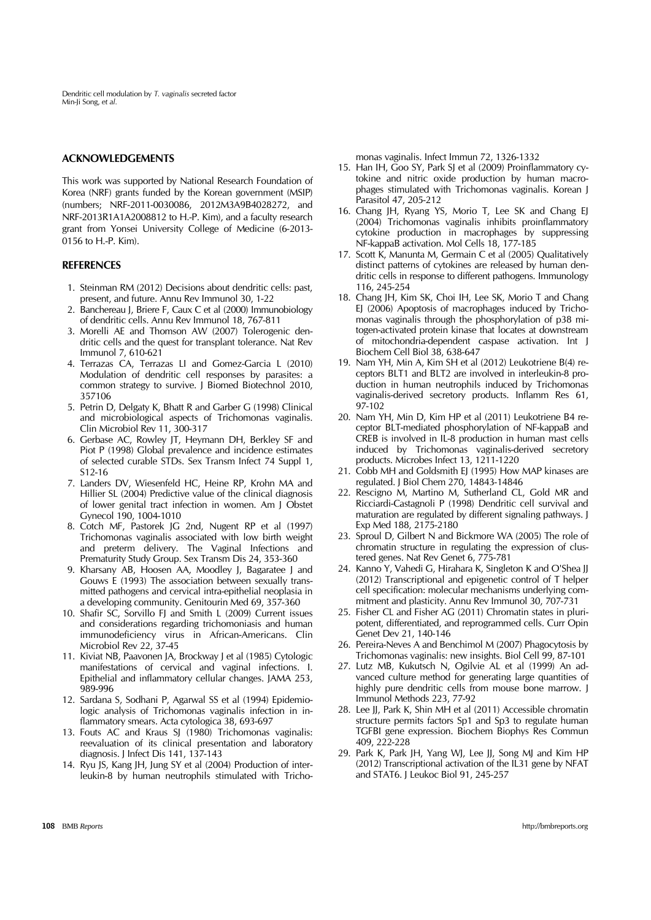## ACKNOWLEDGEMENTS

This work was supported by National Research Foundation of Korea (NRF) grants funded by the Korean government (MSIP) (numbers; NRF-2011-0030086, 2012M3A9B4028272, and NRF-2013R1A1A2008812 to H.-P. Kim), and a faculty research grant from Yonsei University College of Medicine (6-2013-0156 to H.-P. Kim).

## REFERENCES

1. Steinman RM (2012) Decisions about dendritic cells: past, present, and future. Annu Rev Immunol 30, 1-22
2. Banchereau J, Briere F, Caux C et al (2000) Immunobiology of dendritic cells. Annu Rev Immunol 18, 767-811
3. Morelli AE and Thomson AW (2007) Tolerogenic dendritic cells and the quest for transplant tolerance. Nat Rev Immunol 7, 610-621
4. Terrazas CA, Terrazas LI and Gomez-Garcia L (2010) Modulation of dendritic cell responses by parasites: a common strategy to survive. J Biomed Biotechnol 2010, 357106
5. Petrin D, Delgaty K, Bhatt R and Garber G (1998) Clinical and microbiological aspects of Trichomonas vaginalis. Clin Microbiol Rev 11, 300-317
6. Gerbase AC, Rowley JT, Heymann DH, Berkley SF and Piot P (1998) Global prevalence and incidence estimates of selected curable STDs. Sex Transm Infect 74 Suppl 1, S12-16
7. Landers DV, Wiesenfeld HC, Heine RP, Krohn MA and Hillier SL (2004) Predictive value of the clinical diagnosis of lower genital tract infection in women. Am J Obstet Gynecol 190, 1004-1010
8. Cotch MF, Pastorek JG 2nd, Nugent RP et al (1997) Trichomonas vaginalis associated with low birth weight and preterm delivery. The Vaginal Infections and Prematurity Study Group. Sex Transm Dis 24, 353-360
9. Kharsany AB, Hoosen AA, Moodley J, Bagaratee J and Gouws E (1993) The association between sexually transmitted pathogens and cervical intra-epithelial neoplasia in a developing community. Genitourin Med 69, 357-360
10. Shafir SC, Sorvillo FJ and Smith L (2009) Current issues and considerations regarding trichomoniasis and human immunodeficiency virus in African-Americans. Clin Microbiol Rev 22, 37-45
11. Kiviat NB, Paavonen JA, Brockway J et al (1985) Cytologic manifestations of cervical and vaginal infections. I. Epithelial and inflammatory cellular changes. JAMA 253, 989-996
12. Sardana S, Sodhani P, Agarwal SS et al (1994) Epidemiologic analysis of Trichomonas vaginalis infection in inflammatory smears. Acta cytologica 38, 693-697
13. Fouts AC and Kraus SJ (1980) Trichomonas vaginalis: reevaluation of its clinical presentation and laboratory diagnosis. J Infect Dis 141, 137-143
14. Ryu JS, Kang JH, Jung SY et al (2004) Production of interleukin-8 by human neutrophils stimulated with Trichomonas vaginalis. Infect Immun 72, 1326-1332
15. Han IH, Goo SY, Park SJ et al (2009) Proinflammatory cytokine and nitric oxide production by human macrophages stimulated with Trichomonas vaginalis. Korean J Parasitol 47, 205-212
16. Chang JH, Ryang YS, Morio T, Lee SK and Chang EJ (2004) Trichomonas vaginalis inhibits proinflammatory cytokine production in macrophages by suppressing NF-kappaB activation. Mol Cells 18, 177-185
17. Scott K, Manunta M, Germain C et al (2005) Qualitatively distinct patterns of cytokines are released by human dendritic cells in response to different pathogens. Immunology 116, 245-254
18. Chang JH, Kim SK, Choi IH, Lee SK, Morio T and Chang EJ (2006) Apoptosis of macrophages induced by Trichomonas vaginalis through the phosphorylation of p38 mitogen-activated protein kinase that locates at downstream of mitochondria-dependent caspase activation. Int J Biochem Cell Biol 38, 638-647
19. Nam YH, Min A, Kim SH et al (2012) Leukotriene B(4) receptors BLT1 and BLT2 are involved in interleukin-8 production in human neutrophils induced by Trichomonas vaginalis-derived secretory products. Inflamm Res 61, 97-102
20. Nam YH, Min D, Kim HP et al (2011) Leukotriene B4 receptor BLT-mediated phosphorylation of NF-kappaB and CREB is involved in IL-8 production in human mast cells induced by Trichomonas vaginalis-derived secretory products. Microbes Infect 13, 1211-1220
21. Cobb MH and Goldsmith EJ (1995) How MAP kinases are regulated. J Biol Chem 270, 14843-14846
22. Rescigno M, Martino M, Sutherland CL, Gold MR and Ricciardi-Castagnoli P (1998) Dendritic cell survival and maturation are regulated by different signaling pathways. J Exp Med 188, 2175-2180
23. Sproul D, Gilbert N and Bickmore WA (2005) The role of chromatin structure in regulating the expression of clustered genes. Nat Rev Genet 6, 775-781
24. Kanno Y, Vahedi G, Hirahara K, Singleton K and O'Shea JJ (2012) Transcriptional and epigenetic control of T helper cell specification: molecular mechanisms underlying commitment and plasticity. Annu Rev Immunol 30, 707-731
25. Fisher CL and Fisher AG (2011) Chromatin states in pluripotent, differentiated, and reprogrammed cells. Curr Opin Genet Dev 21, 140-146
26. Pereira-Neves A and Benchimol M (2007) Phagocytosis by Trichomonas vaginalis: new insights. Biol Cell 99, 87-101
27. Lutz MB, Kukutsch N, Ogilvie AL et al (1999) An advanced culture method for generating large quantities of highly pure dendritic cells from mouse bone marrow. J Immunol Methods 223, 77-92
28. Lee JJ, Park K, Shin MH et al (2011) Accessible chromatin structure permits factors Sp1 and Sp3 to regulate human TGFBI gene expression. Biochem Biophys Res Commun 409, 222-228
29. Park K, Park JH, Yang WJ, Lee JJ, Song MJ and Kim HP (2012) Transcriptional activation of the IL31 gene by NFAT and STAT6. J Leukoc Biol 91, 245-257